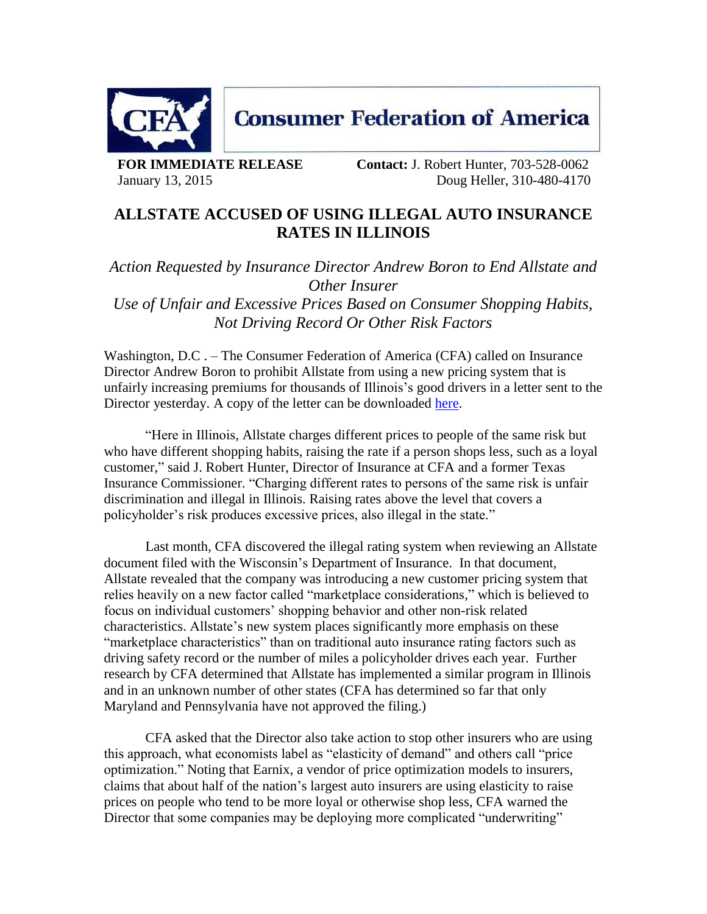**Consumer Federation of America**

**FOR IMMEDIATE RELEASE**
January 13, 2015

**Contact:** J. Robert Hunter, 703-528-0062
Doug Heller, 310-480-4170

# ALLSTATE ACCUSED OF USING ILLEGAL AUTO INSURANCE RATES IN ILLINOIS

*Action Requested by Insurance Director Andrew Boron to End Allstate and Other Insurer Use of Unfair and Excessive Prices Based on Consumer Shopping Habits, Not Driving Record Or Other Risk Factors*

Washington, D.C . – The Consumer Federation of America (CFA) called on Insurance Director Andrew Boron to prohibit Allstate from using a new pricing system that is unfairly increasing premiums for thousands of Illinois's good drivers in a letter sent to the Director yesterday. A copy of the letter can be downloaded here.

"Here in Illinois, Allstate charges different prices to people of the same risk but who have different shopping habits, raising the rate if a person shops less, such as a loyal customer," said J. Robert Hunter, Director of Insurance at CFA and a former Texas Insurance Commissioner. "Charging different rates to persons of the same risk is unfair discrimination and illegal in Illinois. Raising rates above the level that covers a policyholder's risk produces excessive prices, also illegal in the state."

Last month, CFA discovered the illegal rating system when reviewing an Allstate document filed with the Wisconsin's Department of Insurance. In that document, Allstate revealed that the company was introducing a new customer pricing system that relies heavily on a new factor called "marketplace considerations," which is believed to focus on individual customers' shopping behavior and other non-risk related characteristics. Allstate's new system places significantly more emphasis on these "marketplace characteristics" than on traditional auto insurance rating factors such as driving safety record or the number of miles a policyholder drives each year. Further research by CFA determined that Allstate has implemented a similar program in Illinois and in an unknown number of other states (CFA has determined so far that only Maryland and Pennsylvania have not approved the filing.)

CFA asked that the Director also take action to stop other insurers who are using this approach, what economists label as "elasticity of demand" and others call "price optimization." Noting that Earnix, a vendor of price optimization models to insurers, claims that about half of the nation's largest auto insurers are using elasticity to raise prices on people who tend to be more loyal or otherwise shop less, CFA warned the Director that some companies may be deploying more complicated "underwriting"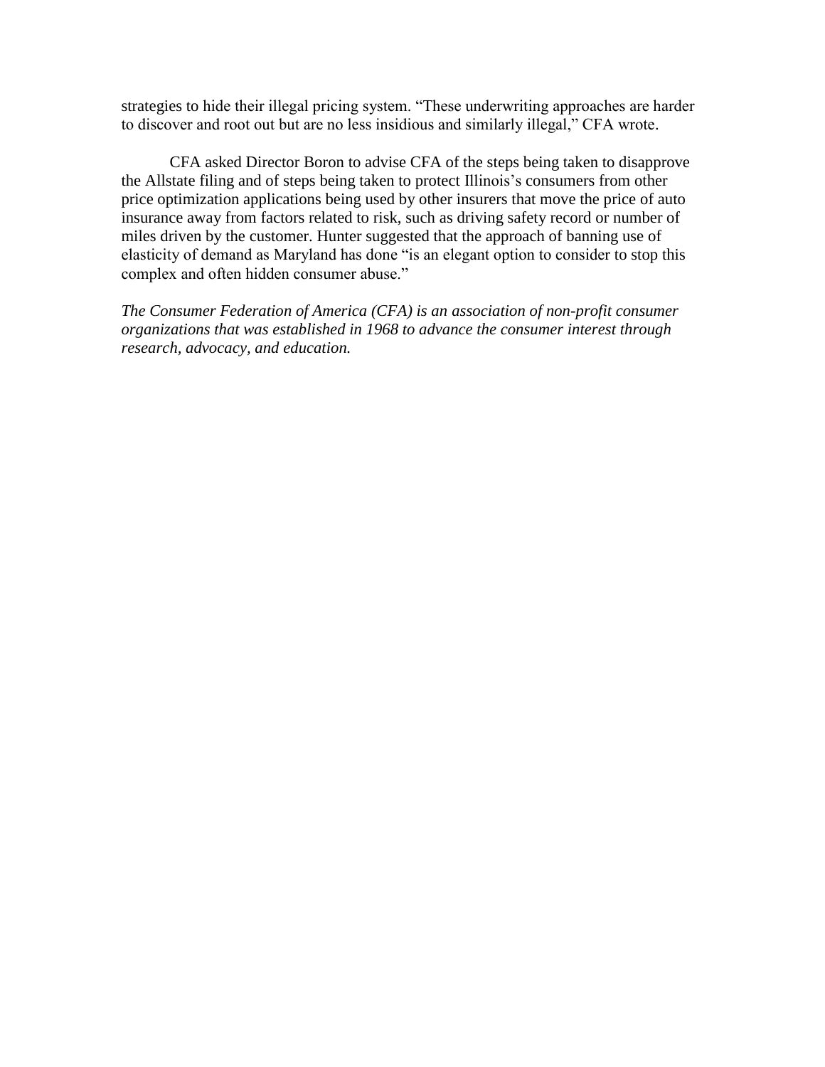strategies to hide their illegal pricing system. "These underwriting approaches are harder to discover and root out but are no less insidious and similarly illegal," CFA wrote.

CFA asked Director Boron to advise CFA of the steps being taken to disapprove the Allstate filing and of steps being taken to protect Illinois's consumers from other price optimization applications being used by other insurers that move the price of auto insurance away from factors related to risk, such as driving safety record or number of miles driven by the customer. Hunter suggested that the approach of banning use of elasticity of demand as Maryland has done "is an elegant option to consider to stop this complex and often hidden consumer abuse."

*The Consumer Federation of America (CFA) is an association of non-profit consumer organizations that was established in 1968 to advance the consumer interest through research, advocacy, and education.*